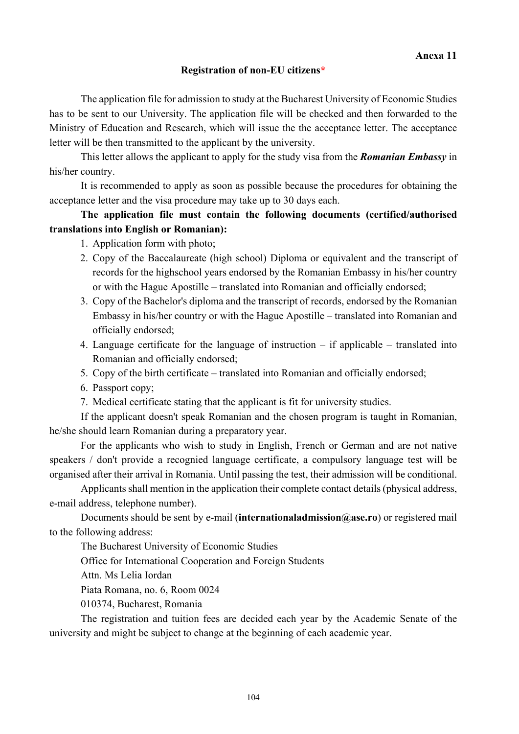**Anexa 11**

## Registration of non-EU citizens*

The application file for admission to study at the Bucharest University of Economic Studies has to be sent to our University. The application file will be checked and then forwarded to the Ministry of Education and Research, which will issue the the acceptance letter. The acceptance letter will be then transmitted to the applicant by the university.

This letter allows the applicant to apply for the study visa from the ***Romanian Embassy*** in his/her country.

It is recommended to apply as soon as possible because the procedures for obtaining the acceptance letter and the visa procedure may take up to 30 days each.

**The application file must contain the following documents (certified/authorised translations into English or Romanian):**

1. Application form with photo;
2. Copy of the Baccalaureate (high school) Diploma or equivalent and the transcript of records for the highschool years endorsed by the Romanian Embassy in his/her country or with the Hague Apostille – translated into Romanian and officially endorsed;
3. Copy of the Bachelor's diploma and the transcript of records, endorsed by the Romanian Embassy in his/her country or with the Hague Apostille – translated into Romanian and officially endorsed;
4. Language certificate for the language of instruction – if applicable – translated into Romanian and officially endorsed;
5. Copy of the birth certificate – translated into Romanian and officially endorsed;
6. Passport copy;
7. Medical certificate stating that the applicant is fit for university studies.

If the applicant doesn't speak Romanian and the chosen program is taught in Romanian, he/she should learn Romanian during a preparatory year.

For the applicants who wish to study in English, French or German and are not native speakers / don't provide a recognied language certificate, a compulsory language test will be organised after their arrival in Romania. Until passing the test, their admission will be conditional.

Applicants shall mention in the application their complete contact details (physical address, e-mail address, telephone number).

Documents should be sent by e-mail (**internationaladmission@ase.ro**) or registered mail to the following address:

The Bucharest University of Economic Studies

Office for International Cooperation and Foreign Students

Attn. Ms Lelia Iordan

Piata Romana, no. 6, Room 0024

010374, Bucharest, Romania

The registration and tuition fees are decided each year by the Academic Senate of the university and might be subject to change at the beginning of each academic year.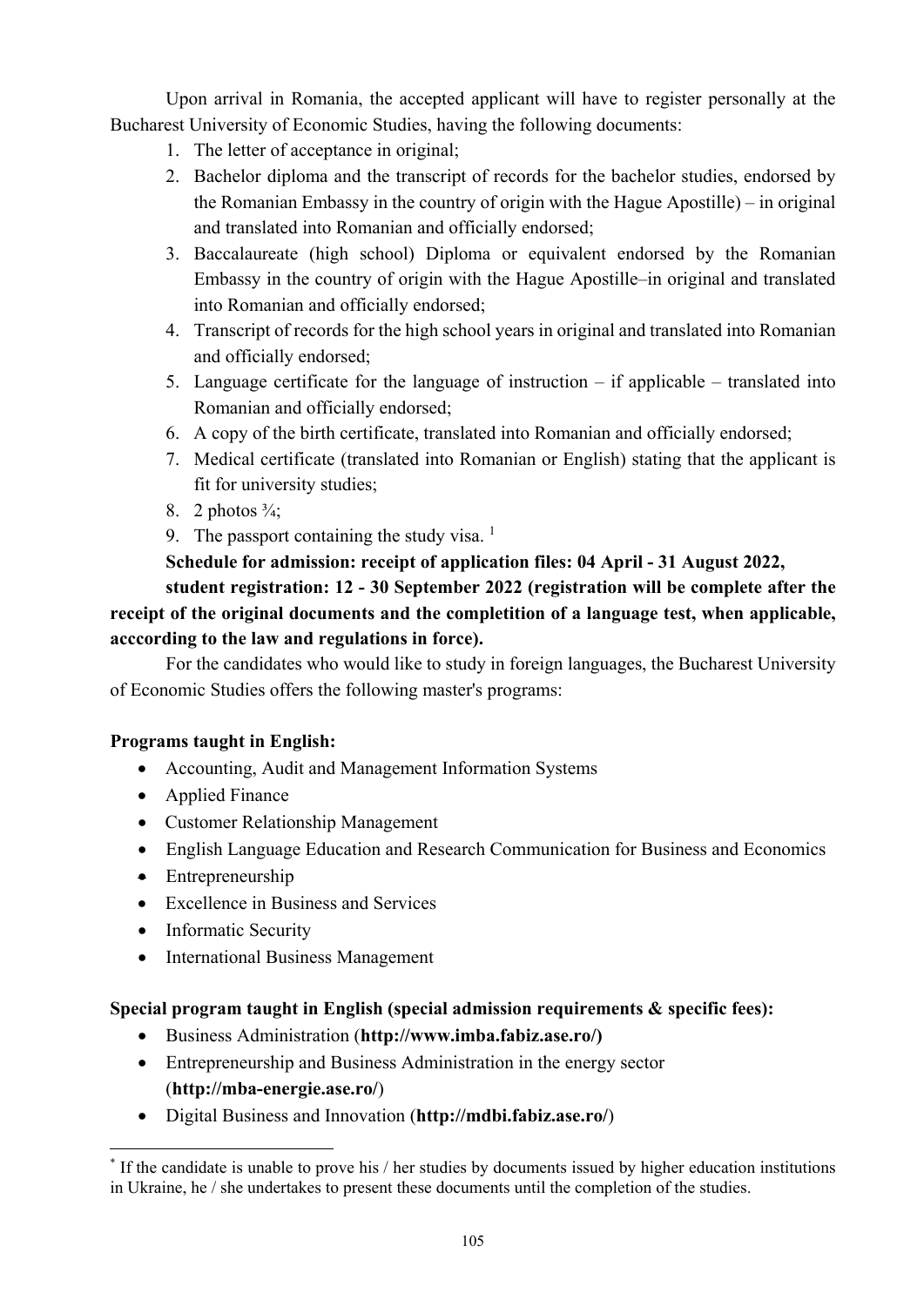Upon arrival in Romania, the accepted applicant will have to register personally at the Bucharest University of Economic Studies, having the following documents:

1. The letter of acceptance in original;
2. Bachelor diploma and the transcript of records for the bachelor studies, endorsed by the Romanian Embassy in the country of origin with the Hague Apostille) – in original and translated into Romanian and officially endorsed;
3. Baccalaureate (high school) Diploma or equivalent endorsed by the Romanian Embassy in the country of origin with the Hague Apostille–in original and translated into Romanian and officially endorsed;
4. Transcript of records for the high school years in original and translated into Romanian and officially endorsed;
5. Language certificate for the language of instruction – if applicable – translated into Romanian and officially endorsed;
6. A copy of the birth certificate, translated into Romanian and officially endorsed;
7. Medical certificate (translated into Romanian or English) stating that the applicant is fit for university studies;
8. 2 photos ¾;
9. The passport containing the study visa. [1]

**Schedule for admission: receipt of application files: 04 April - 31 August 2022,**

**student registration: 12 - 30 September 2022 (registration will be complete after the receipt of the original documents and the completition of a language test, when applicable, acccording to the law and regulations in force).**

For the candidates who would like to study in foreign languages, the Bucharest University of Economic Studies offers the following master's programs:

**Programs taught in English:**

- Accounting, Audit and Management Information Systems
- Applied Finance
- Customer Relationship Management
- English Language Education and Research Communication for Business and Economics
- Entrepreneurship
- Excellence in Business and Services
- Informatic Security
- International Business Management

**Special program taught in English (special admission requirements & specific fees):**

- Business Administration (**http://www.imba.fabiz.ase.ro/)**
- Entrepreneurship and Business Administration in the energy sector (**http://mba-energie.ase.ro/**)
- Digital Business and Innovation (**http://mdbi.fabiz.ase.ro/**)

---

* If the candidate is unable to prove his / her studies by documents issued by higher education institutions in Ukraine, he / she undertakes to present these documents until the completion of the studies.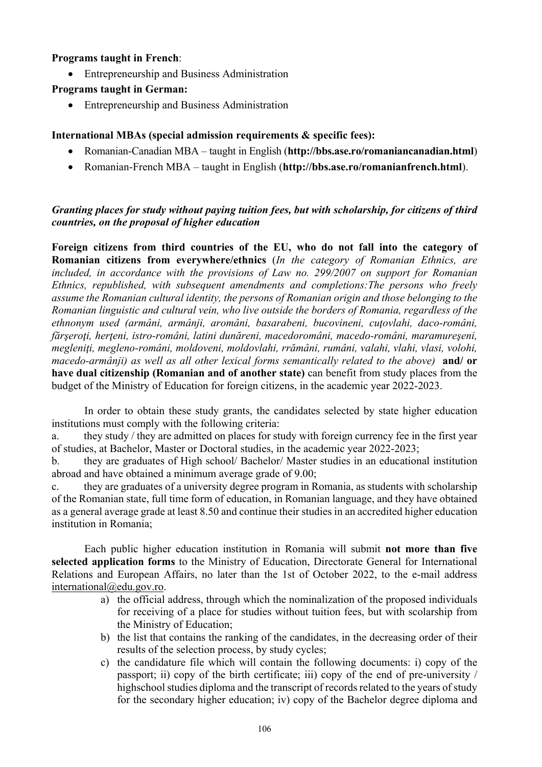**Programs taught in French**:

- Entrepreneurship and Business Administration

**Programs taught in German:**

- Entrepreneurship and Business Administration

**International MBAs (special admission requirements & specific fees):**

- Romanian-Canadian MBA – taught in English (**http://bbs.ase.ro/romaniancanadian.html**)
- Romanian-French MBA – taught in English (**http://bbs.ase.ro/romanianfrench.html**).

***Granting places for study without paying tuition fees, but with scholarship, for citizens of third countries, on the proposal of higher education***

**Foreign citizens from third countries of the EU, who do not fall into the category of Romanian citizens from everywhere/ethnics** (*In the category of Romanian Ethnics, are included, in accordance with the provisions of Law no. 299/2007 on support for Romanian Ethnics, republished, with subsequent amendments and completions:The persons who freely assume the Romanian cultural identity, the persons of Romanian origin and those belonging to the Romanian linguistic and cultural vein, who live outside the borders of Romania, regardless of the ethnonym used (armâni, armânji, aromâni, basarabeni, bucovineni, cuţovlahi, daco-români, fărşeroţi, herţeni, istro-români, latini dunăreni, macedoromâni, macedo-români, maramureşeni, megleniţi, megleno-români, moldoveni, moldovlahi, rrămâni, rumâni, valahi, vlahi, vlasi, volohi, macedo-armânji) as well as all other lexical forms semantically related to the above)* **and/ or have dual citizenship (Romanian and of another state)** can benefit from study places from the budget of the Ministry of Education for foreign citizens, in the academic year 2022-2023.

In order to obtain these study grants, the candidates selected by state higher education institutions must comply with the following criteria:

a. they study / they are admitted on places for study with foreign currency fee in the first year of studies, at Bachelor, Master or Doctoral studies, in the academic year 2022-2023;

b. they are graduates of High school/ Bachelor/ Master studies in an educational institution abroad and have obtained a minimum average grade of 9.00;

c. they are graduates of a university degree program in Romania, as students with scholarship of the Romanian state, full time form of education, in Romanian language, and they have obtained as a general average grade at least 8.50 and continue their studies in an accredited higher education institution in Romania;

Each public higher education institution in Romania will submit **not more than five selected application forms** to the Ministry of Education, Directorate General for International Relations and European Affairs, no later than the 1st of October 2022, to the e-mail address international@edu.gov.ro.

a) the official address, through which the nominalization of the proposed individuals for receiving of a place for studies without tuition fees, but with scolarship from the Ministry of Education;
b) the list that contains the ranking of the candidates, in the decreasing order of their results of the selection process, by study cycles;
c) the candidature file which will contain the following documents: i) copy of the passport; ii) copy of the birth certificate; iii) copy of the end of pre-university / highschool studies diploma and the transcript of records related to the years of study for the secondary higher education; iv) copy of the Bachelor degree diploma and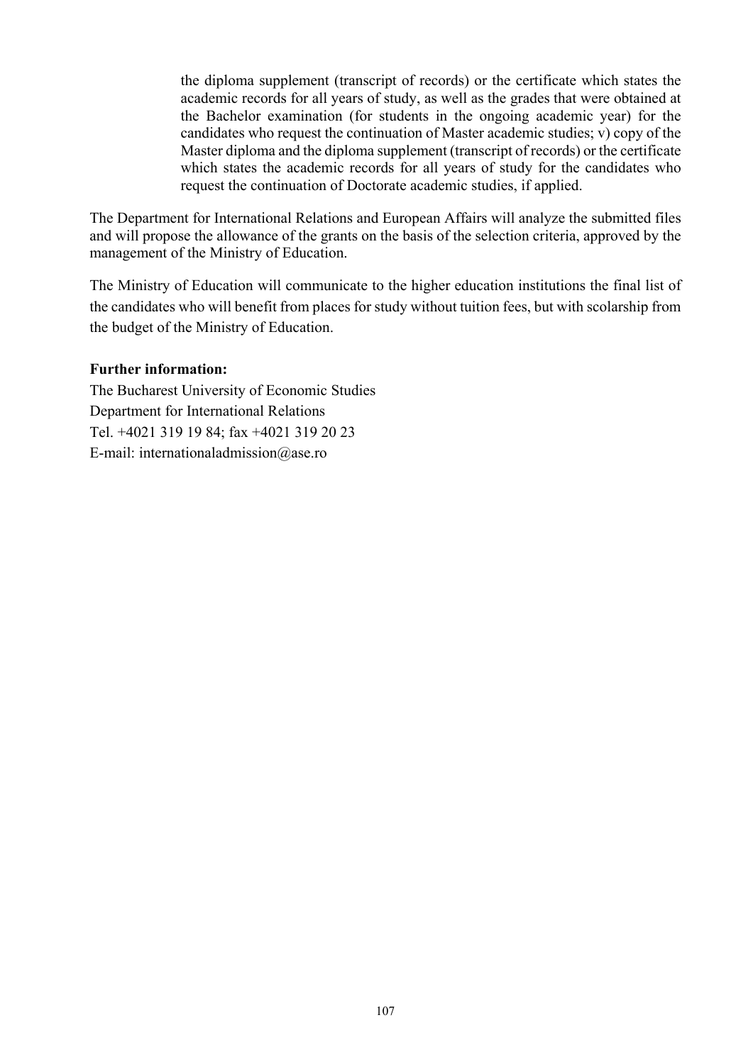the diploma supplement (transcript of records) or the certificate which states the academic records for all years of study, as well as the grades that were obtained at the Bachelor examination (for students in the ongoing academic year) for the candidates who request the continuation of Master academic studies; v) copy of the Master diploma and the diploma supplement (transcript of records) or the certificate which states the academic records for all years of study for the candidates who request the continuation of Doctorate academic studies, if applied.

The Department for International Relations and European Affairs will analyze the submitted files and will propose the allowance of the grants on the basis of the selection criteria, approved by the management of the Ministry of Education.

The Ministry of Education will communicate to the higher education institutions the final list of the candidates who will benefit from places for study without tuition fees, but with scolarship from the budget of the Ministry of Education.

**Further information:**

The Bucharest University of Economic Studies
Department for International Relations
Tel. +4021 319 19 84; fax +4021 319 20 23
E-mail: internationaladmission@ase.ro